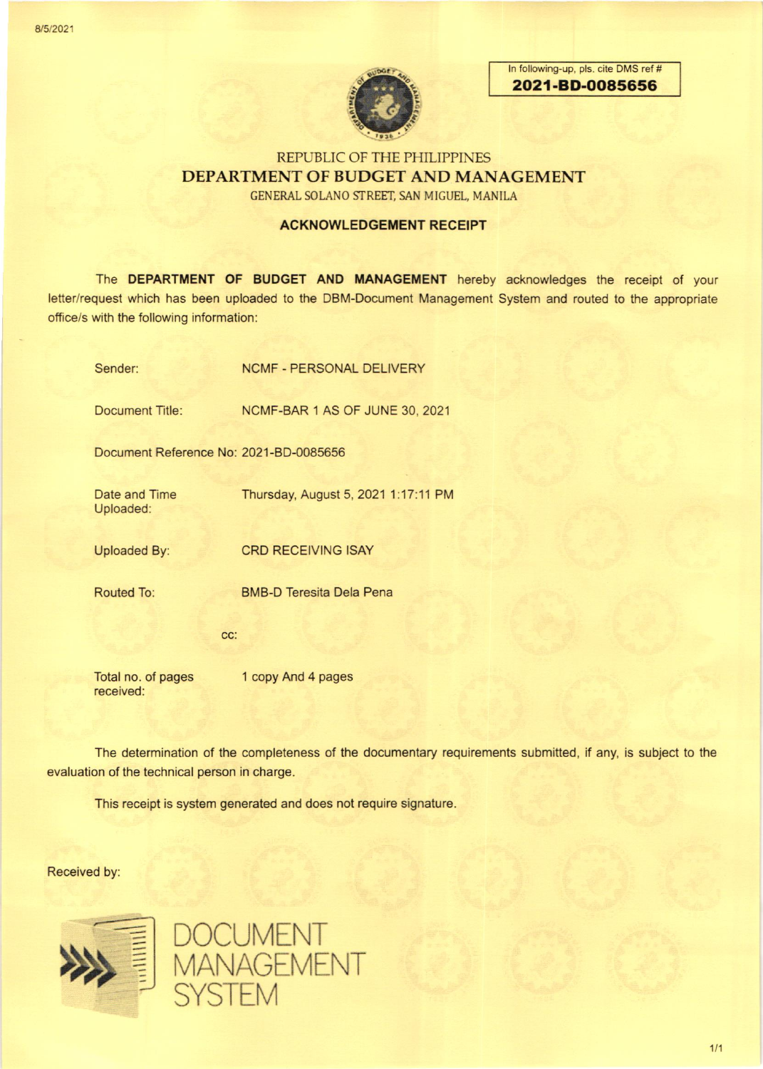In following-up, pls. cite DMS ref #
**2021-BD-0085656**

REPUBLIC OF THE PHILIPPINES

# DEPARTMENT OF BUDGET AND MANAGEMENT

GENERAL SOLANO STREET, SAN MIGUEL, MANILA

## ACKNOWLEDGEMENT RECEIPT

The **DEPARTMENT OF BUDGET AND MANAGEMENT** hereby acknowledges the receipt of your letter/request which has been uploaded to the DBM-Document Management System and routed to the appropriate office/s with the following information:

| | |
|---|---|
| Sender: | NCMF - PERSONAL DELIVERY |
| Document Title: | NCMF-BAR 1 AS OF JUNE 30, 2021 |
| Document Reference No: | 2021-BD-0085656 |
| Date and Time Uploaded: | Thursday, August 5, 2021 1:17:11 PM |
| Uploaded By: | CRD RECEIVING ISAY |
| Routed To: | BMB-D Teresita Dela Pena |
| cc: | |
| Total no. of pages received: | 1 copy And 4 pages |

The determination of the completeness of the documentary requirements submitted, if any, is subject to the evaluation of the technical person in charge.

This receipt is system generated and does not require signature.

Received by:

DOCUMENT MANAGEMENT SYSTEM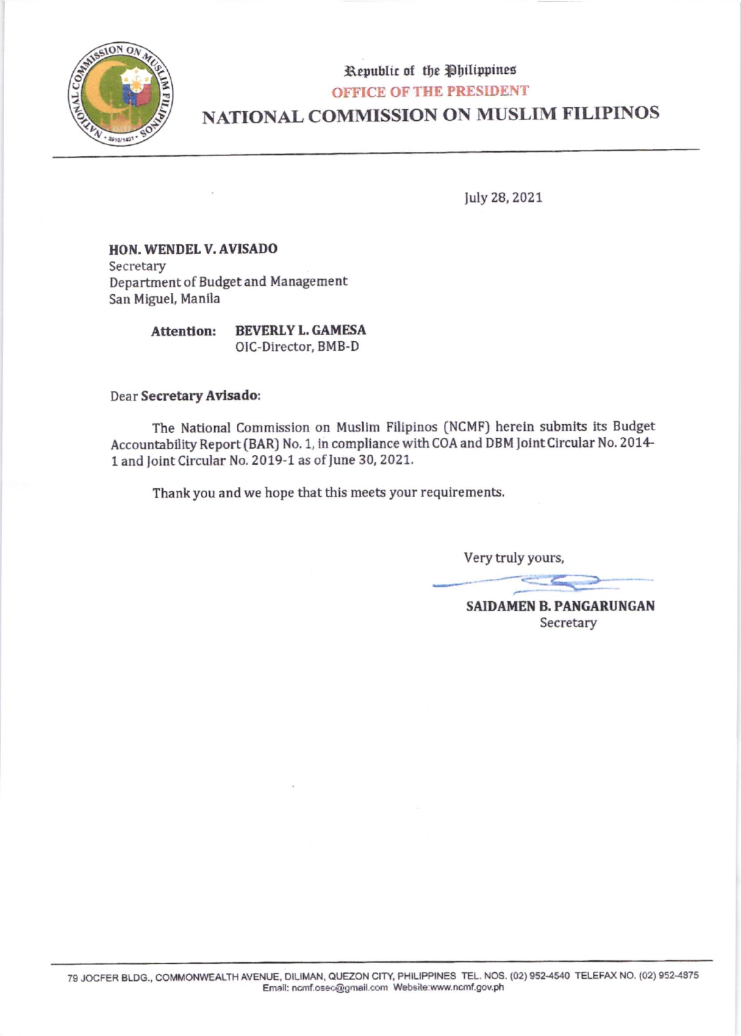Republic of the Philippines
OFFICE OF THE PRESIDENT
# NATIONAL COMMISSION ON MUSLIM FILIPINOS

July 28, 2021

**HON. WENDEL V. AVISADO**
Secretary
Department of Budget and Management
San Miguel, Manila

**Attention:** **BEVERLY L. GAMESA**
OIC-Director, BMB-D

Dear **Secretary Avisado:**

The National Commission on Muslim Filipinos (NCMF) herein submits its Budget Accountability Report (BAR) No. 1, in compliance with COA and DBM Joint Circular No. 2014-1 and Joint Circular No. 2019-1 as of June 30, 2021.

Thank you and we hope that this meets your requirements.

Very truly yours,

**SAIDAMEN B. PANGARUNGAN**
Secretary

79 JOCFER BLDG., COMMONWEALTH AVENUE, DILIMAN, QUEZON CITY, PHILIPPINES TEL. NOS. (02) 952-4540 TELEFAX NO. (02) 952-4875
Email: ncmf.osec@gmail.com Website:www.ncmf.gov.ph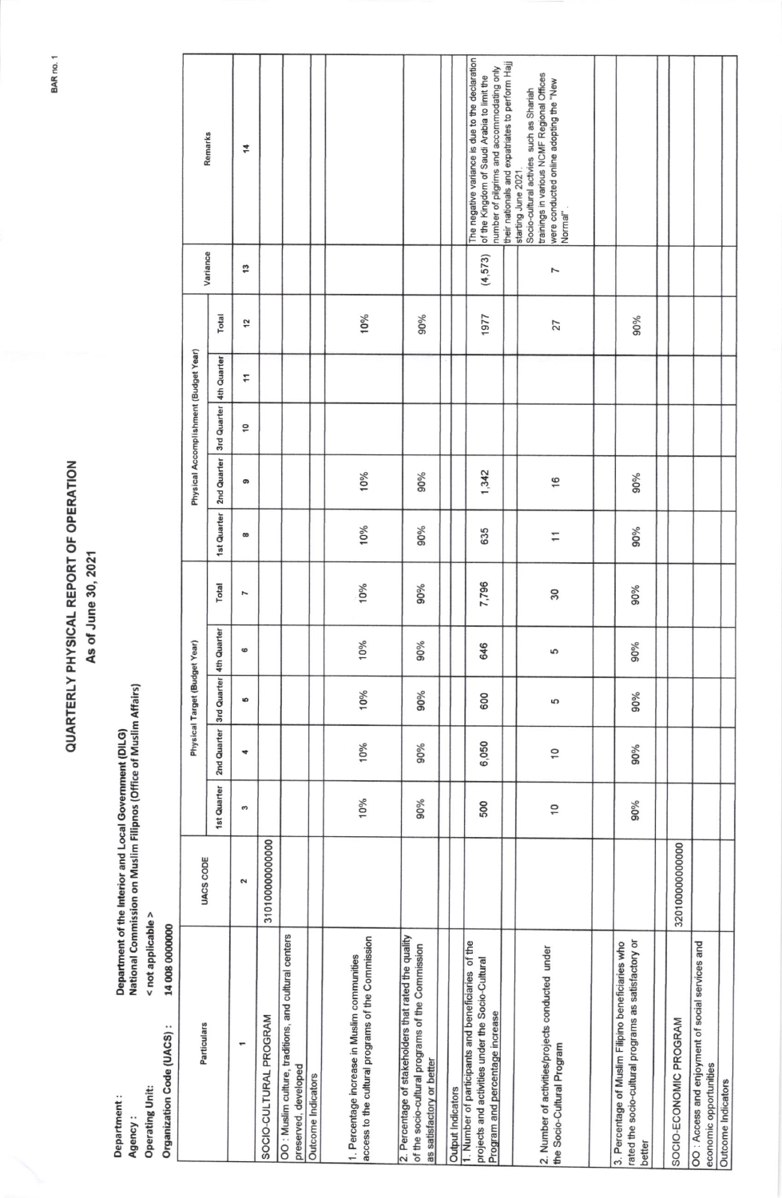BAR no. 1

# QUARTERLY PHYSICAL REPORT OF OPERATION

## As of June 30, 2021

**Department :** Department of the Interior and Local Government (DILG)
**Agency :** National Commission on Muslim Filipinos (Office of Muslim Affairs)
**Operating Unit:** < not applicable >
**Organization Code (UACS) :** 14 008 0000000

| Particulars | UACS CODE | Physical Target (Budget Year) | | | | | Physical Accomplishment (Budget Year) | | | | | Variance | Remarks |
|---|---|---|---|---|---|---|---|---|---|---|---|---|---|
| | | 1st Quarter | 2nd Quarter | 3rd Quarter | 4th Quarter | Total | 1st Quarter | 2nd Quarter | 3rd Quarter | 4th Quarter | Total | | |
| 1 | 2 | 3 | 4 | 5 | 6 | 7 | 8 | 9 | 10 | 11 | 12 | 13 | 14 |
| SOCIO-CULTURAL PROGRAM | 310100000000000 | | | | | | | | | | | | |
| OO : Muslim culture, traditions, and cultural centers preserved, developed | | | | | | | | | | | | | |
| Outcome Indicators | | | | | | | | | | | | | |
| 1. Percentage increase in Muslim communities access to the cultural programs of the Commission | | 10% | 10% | 10% | 10% | 10% | 10% | 10% | | | 10% | | |
| 2. Percentage of stakeholders that rated the quality of the socio-cultural programs of the Commission as satisfactory or better | | 90% | 90% | 90% | 90% | 90% | 90% | 90% | | | 90% | | |
| Output Indicators | | | | | | | | | | | | | |
| 1. Number of participants and beneficiaries of the projects and activities under the Socio-Cultural Program and percentage increase | | 500 | 6,050 | 600 | 646 | 7,796 | 635 | 1,342 | | | 1977 | (4,573) | The negative variance is due to the declaration of the Kingdom of Saudi Arabia to limit the number of pilgrims and accommodating only their nationals and expatriates to perform Hajj starting June 2021. |
| 2. Number of activities/projects conducted under the Socio-Cultural Program | | 10 | 10 | 5 | 5 | 30 | 11 | 16 | | | 27 | 7 | Socio-cultural activies such as Shariah trainings in various NCMF Regional Offices were conducted online adopting the "New Normal". |
| 3. Percentage of Muslim Filipino beneficiaries who rated the socio-cultural programs as satisfactory or better | | 90% | 90% | 90% | 90% | 90% | 90% | 90% | | | 90% | | |
| SOCIO-ECONOMIC PROGRAM | 320100000000000 | | | | | | | | | | | | |
| OO : Access and enjoyment of social services and economic opportunities | | | | | | | | | | | | | |
| Outcome Indicators | | | | | | | | | | | | | |